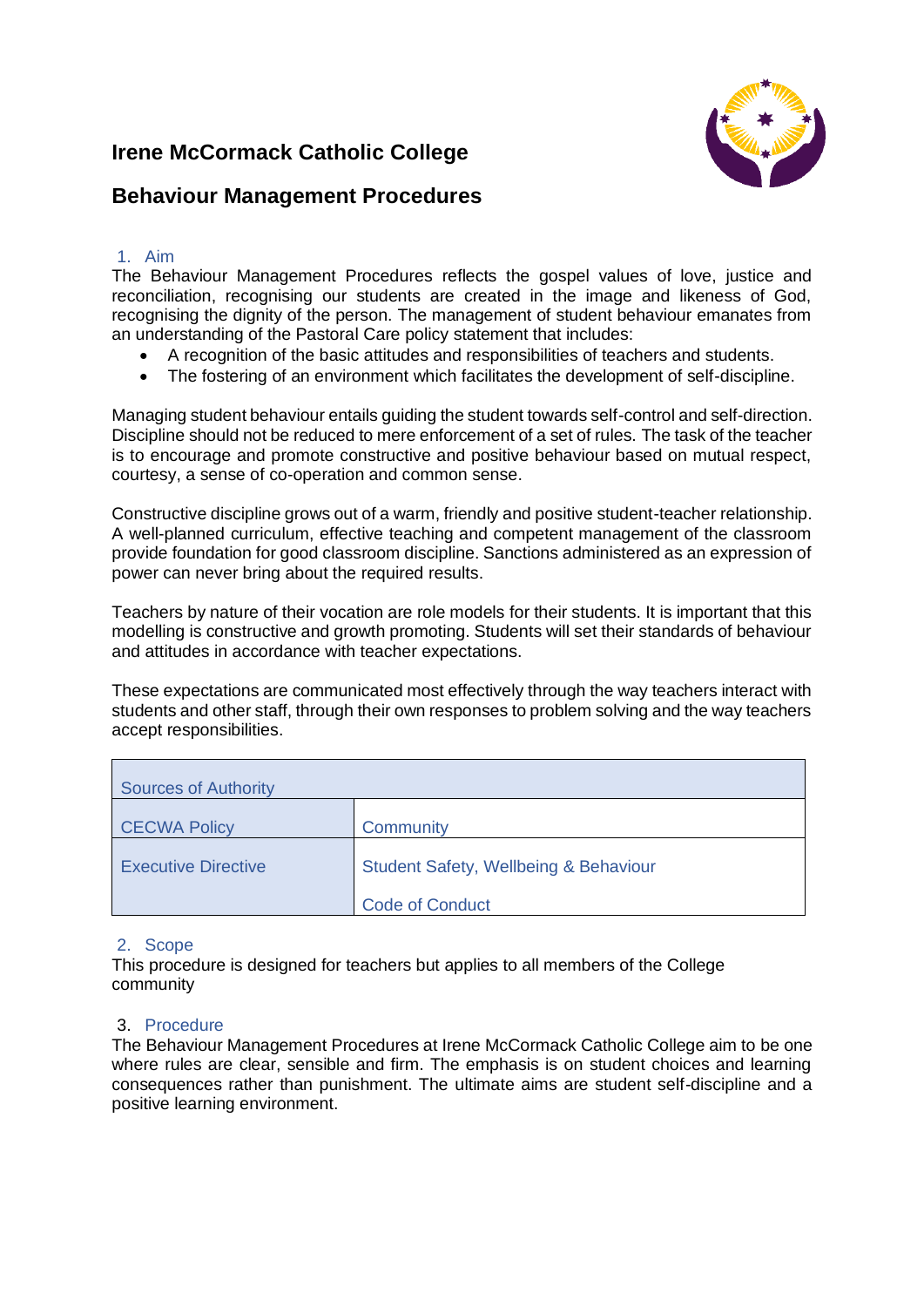# Irene McCormack Catholic College

## Behaviour Management Procedures

### 1. Aim

The Behaviour Management Procedures reflects the gospel values of love, justice and reconciliation, recognising our students are created in the image and likeness of God, recognising the dignity of the person. The management of student behaviour emanates from an understanding of the Pastoral Care policy statement that includes:

- A recognition of the basic attitudes and responsibilities of teachers and students.
- The fostering of an environment which facilitates the development of self-discipline.

Managing student behaviour entails guiding the student towards self-control and self-direction. Discipline should not be reduced to mere enforcement of a set of rules. The task of the teacher is to encourage and promote constructive and positive behaviour based on mutual respect, courtesy, a sense of co-operation and common sense.

Constructive discipline grows out of a warm, friendly and positive student-teacher relationship. A well-planned curriculum, effective teaching and competent management of the classroom provide foundation for good classroom discipline. Sanctions administered as an expression of power can never bring about the required results.

Teachers by nature of their vocation are role models for their students. It is important that this modelling is constructive and growth promoting. Students will set their standards of behaviour and attitudes in accordance with teacher expectations.

These expectations are communicated most effectively through the way teachers interact with students and other staff, through their own responses to problem solving and the way teachers accept responsibilities.

| Sources of Authority | |
| --- | --- |
| CECWA Policy | Community |
| Executive Directive | Student Safety, Wellbeing & Behaviour<br>Code of Conduct |

### 2. Scope

This procedure is designed for teachers but applies to all members of the College community

### 3. Procedure

The Behaviour Management Procedures at Irene McCormack Catholic College aim to be one where rules are clear, sensible and firm. The emphasis is on student choices and learning consequences rather than punishment. The ultimate aims are student self-discipline and a positive learning environment.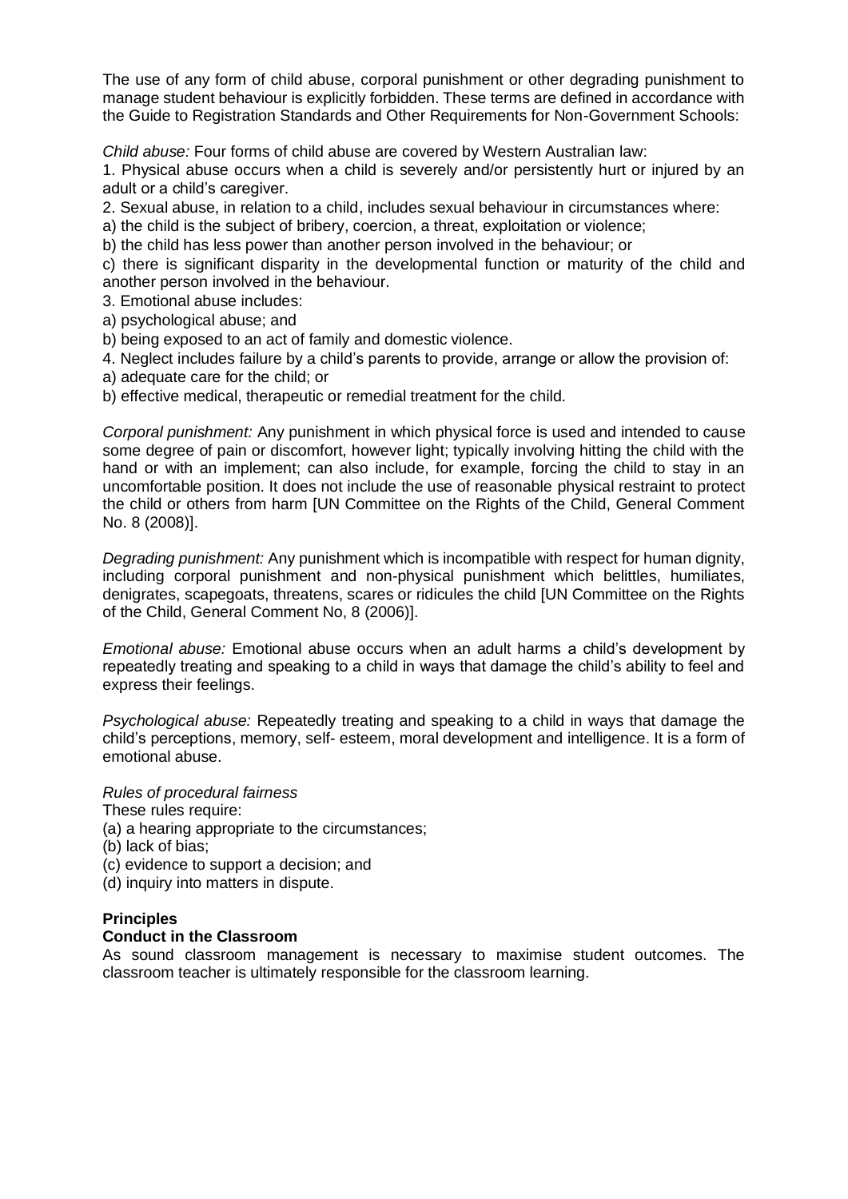The use of any form of child abuse, corporal punishment or other degrading punishment to manage student behaviour is explicitly forbidden. These terms are defined in accordance with the Guide to Registration Standards and Other Requirements for Non-Government Schools:

*Child abuse:* Four forms of child abuse are covered by Western Australian law:

1. Physical abuse occurs when a child is severely and/or persistently hurt or injured by an adult or a child's caregiver.
2. Sexual abuse, in relation to a child, includes sexual behaviour in circumstances where:
a) the child is the subject of bribery, coercion, a threat, exploitation or violence;
b) the child has less power than another person involved in the behaviour; or
c) there is significant disparity in the developmental function or maturity of the child and another person involved in the behaviour.
3. Emotional abuse includes:
a) psychological abuse; and
b) being exposed to an act of family and domestic violence.
4. Neglect includes failure by a child's parents to provide, arrange or allow the provision of:
a) adequate care for the child; or
b) effective medical, therapeutic or remedial treatment for the child.

*Corporal punishment:* Any punishment in which physical force is used and intended to cause some degree of pain or discomfort, however light; typically involving hitting the child with the hand or with an implement; can also include, for example, forcing the child to stay in an uncomfortable position. It does not include the use of reasonable physical restraint to protect the child or others from harm [UN Committee on the Rights of the Child, General Comment No. 8 (2008)].

*Degrading punishment:* Any punishment which is incompatible with respect for human dignity, including corporal punishment and non-physical punishment which belittles, humiliates, denigrates, scapegoats, threatens, scares or ridicules the child [UN Committee on the Rights of the Child, General Comment No, 8 (2006)].

*Emotional abuse:* Emotional abuse occurs when an adult harms a child's development by repeatedly treating and speaking to a child in ways that damage the child's ability to feel and express their feelings.

*Psychological abuse:* Repeatedly treating and speaking to a child in ways that damage the child's perceptions, memory, self- esteem, moral development and intelligence. It is a form of emotional abuse.

*Rules of procedural fairness*

These rules require:
(a) a hearing appropriate to the circumstances;
(b) lack of bias;
(c) evidence to support a decision; and
(d) inquiry into matters in dispute.

**Principles**

**Conduct in the Classroom**

As sound classroom management is necessary to maximise student outcomes. The classroom teacher is ultimately responsible for the classroom learning.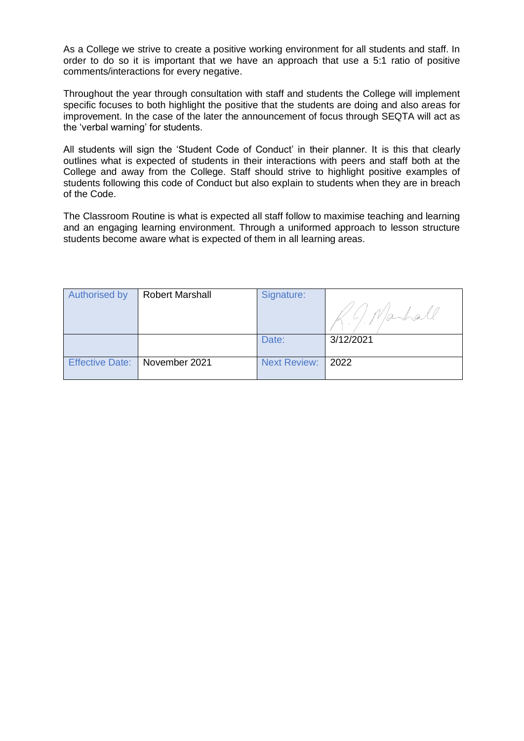As a College we strive to create a positive working environment for all students and staff. In order to do so it is important that we have an approach that use a 5:1 ratio of positive comments/interactions for every negative.

Throughout the year through consultation with staff and students the College will implement specific focuses to both highlight the positive that the students are doing and also areas for improvement. In the case of the later the announcement of focus through SEQTA will act as the 'verbal warning' for students.

All students will sign the 'Student Code of Conduct' in their planner. It is this that clearly outlines what is expected of students in their interactions with peers and staff both at the College and away from the College. Staff should strive to highlight positive examples of students following this code of Conduct but also explain to students when they are in breach of the Code.

The Classroom Routine is what is expected all staff follow to maximise teaching and learning and an engaging learning environment. Through a uniformed approach to lesson structure students become aware what is expected of them in all learning areas.

| | | | |
|---|---|---|---|
| Authorised by | Robert Marshall | Signature: | R.J. Marshall |
| | | Date: | 3/12/2021 |
| Effective Date: | November 2021 | Next Review: | 2022 |